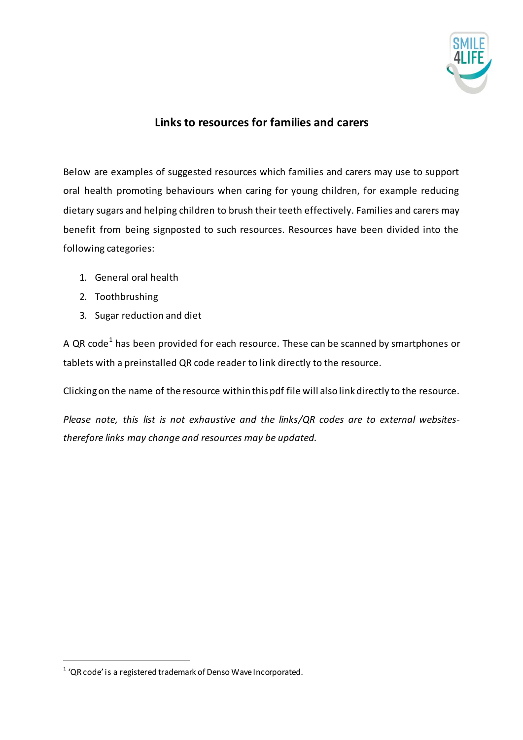# Links to resources for families and carers

Below are examples of suggested resources which families and carers may use to support oral health promoting behaviours when caring for young children, for example reducing dietary sugars and helping children to brush their teeth effectively. Families and carers may benefit from being signposted to such resources. Resources have been divided into the following categories:

1. General oral health
2. Toothbrushing
3. Sugar reduction and diet

A QR code[1] has been provided for each resource. These can be scanned by smartphones or tablets with a preinstalled QR code reader to link directly to the resource.

Clicking on the name of the resource within this pdf file will also link directly to the resource.

*Please note, this list is not exhaustive and the links/QR codes are to external websites- therefore links may change and resources may be updated.*

---

[1] 'QR code' is a registered trademark of Denso Wave Incorporated.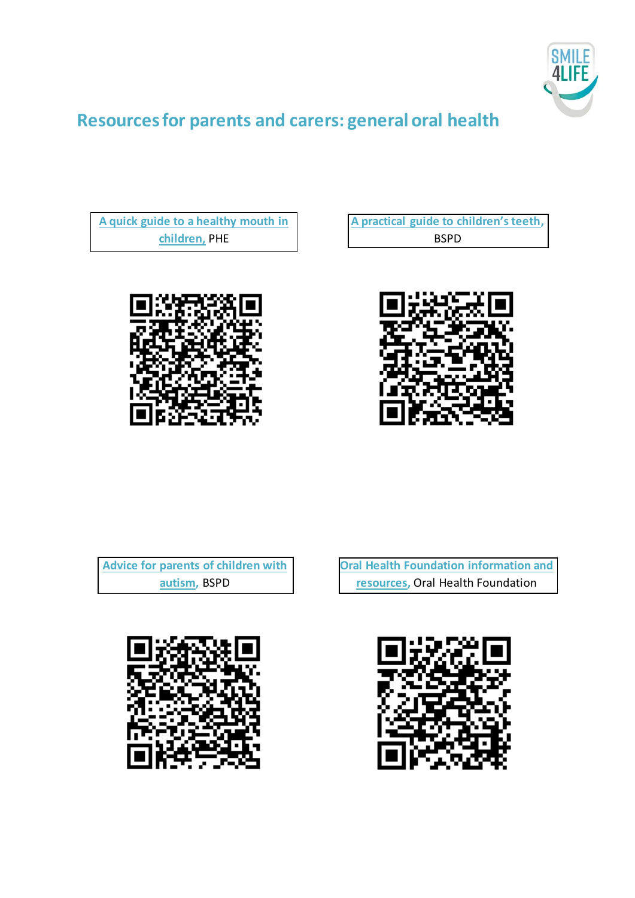# Resources for parents and carers: general oral health

A quick guide to a healthy mouth in children, PHE

A practical guide to children's teeth, BSPD

Advice for parents of children with autism, BSPD

Oral Health Foundation information and resources, Oral Health Foundation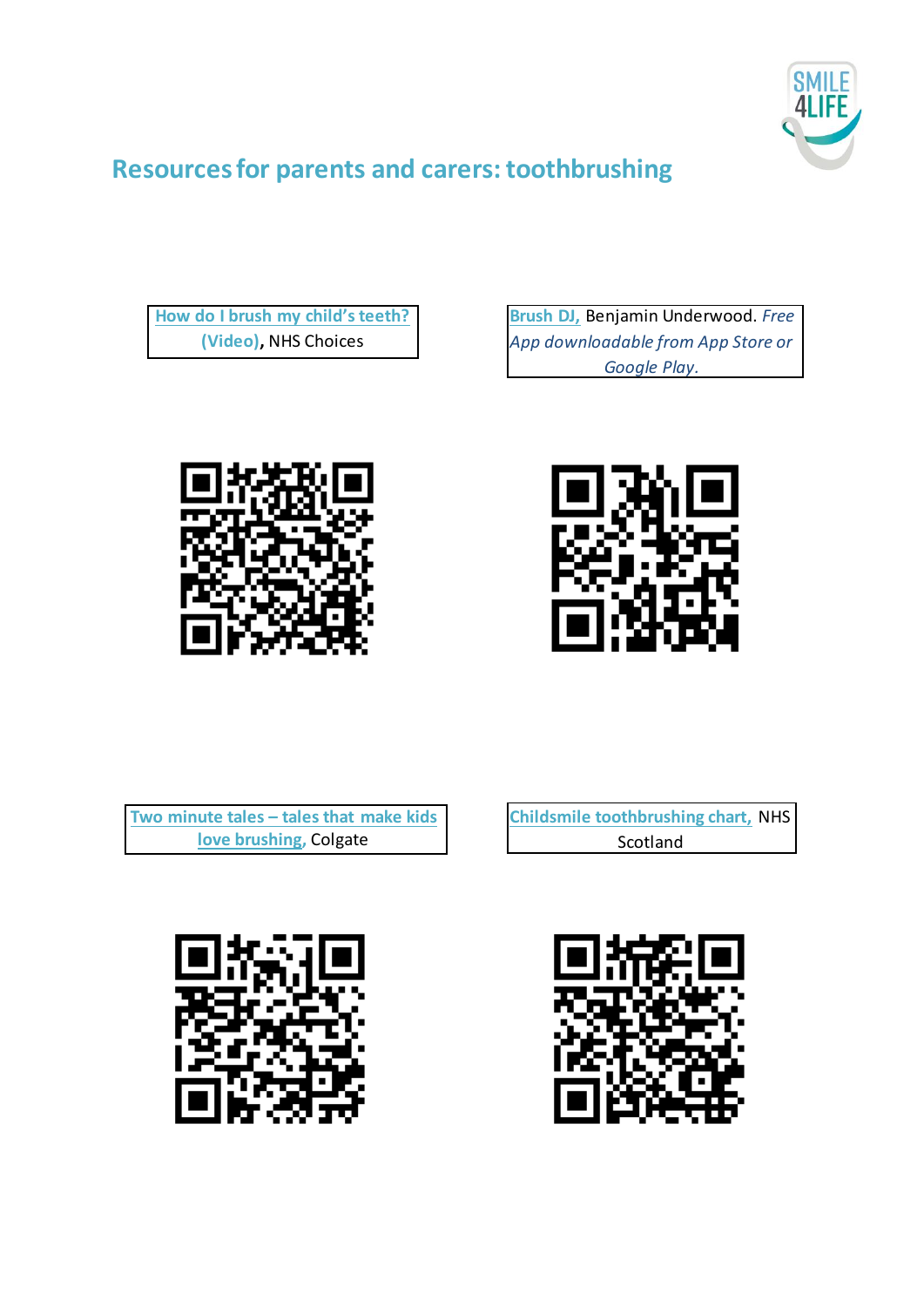# Resources for parents and carers: toothbrushing

**How do I brush my child's teeth? (Video)**, NHS Choices

**Brush DJ,** Benjamin Underwood. *Free App downloadable from App Store or Google Play.*

**Two minute tales – tales that make kids love brushing**, Colgate

**Childsmile toothbrushing chart,** NHS Scotland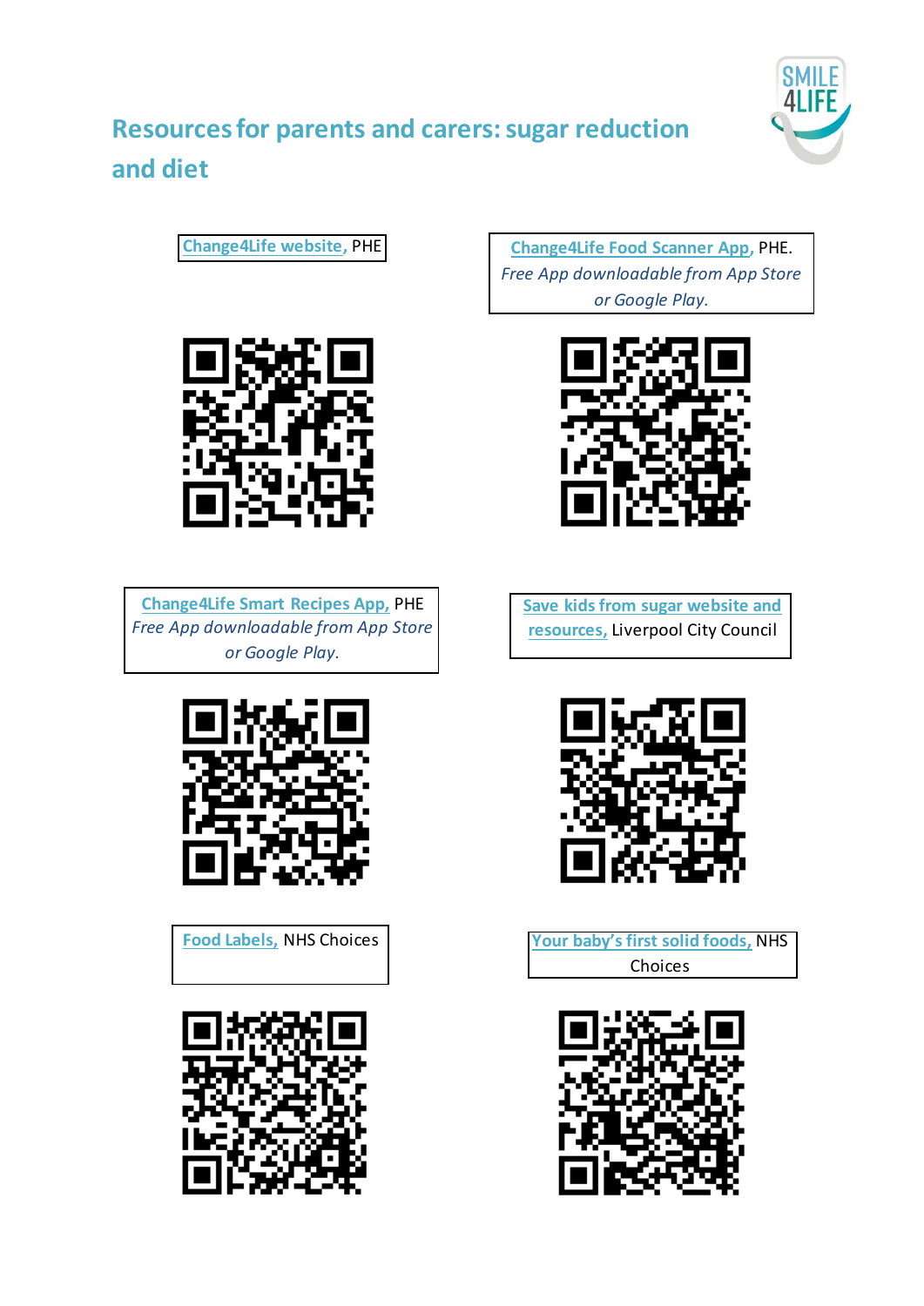# Resources for parents and carers: sugar reduction and diet

Change4Life website, PHE

Change4Life Food Scanner App, PHE. *Free App downloadable from App Store or Google Play.*

Change4Life Smart Recipes App, PHE *Free App downloadable from App Store or Google Play.*

Save kids from sugar website and resources, Liverpool City Council

Food Labels, NHS Choices

Your baby's first solid foods, NHS Choices